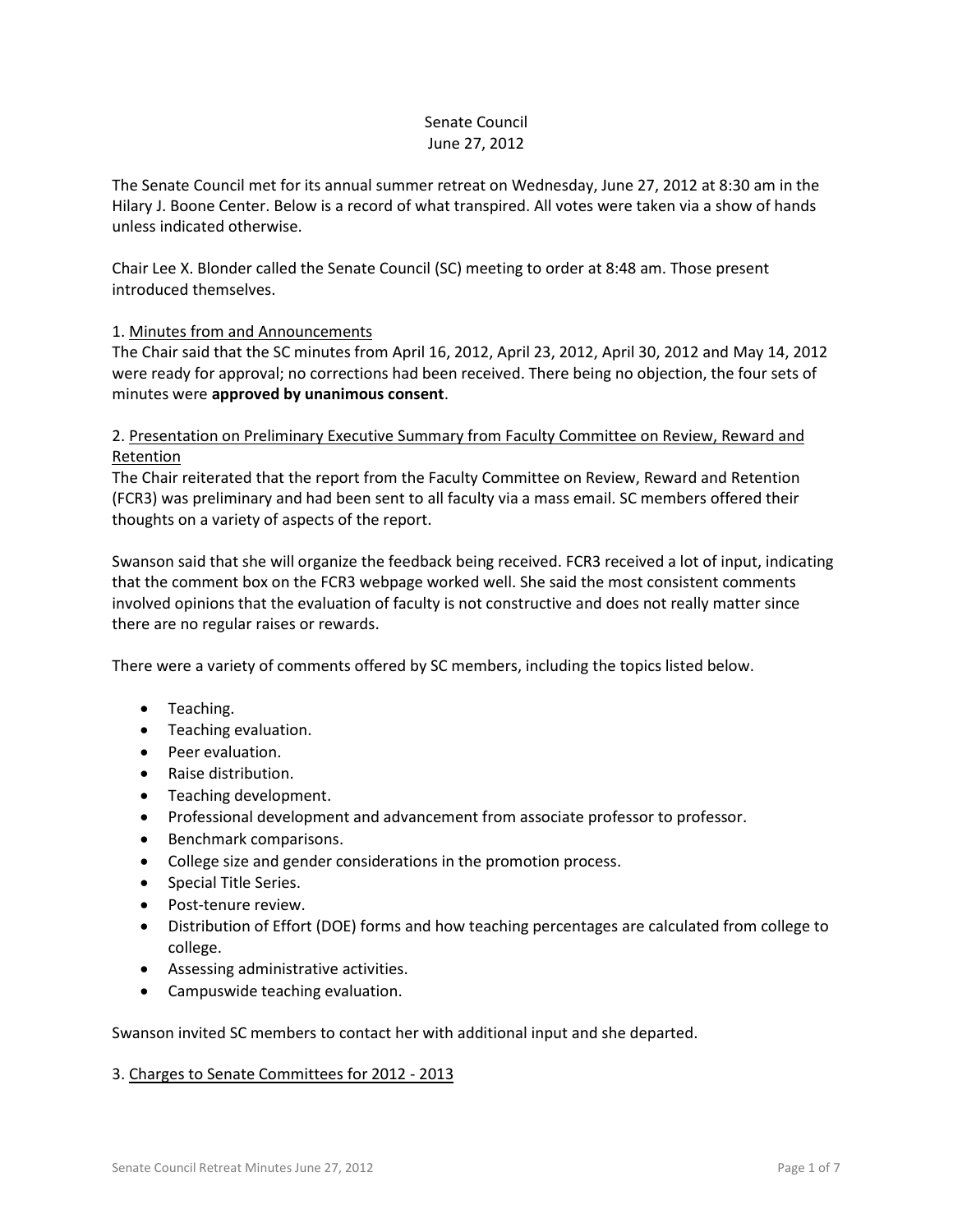# Senate Council
## June 27, 2012

The Senate Council met for its annual summer retreat on Wednesday, June 27, 2012 at 8:30 am in the Hilary J. Boone Center. Below is a record of what transpired. All votes were taken via a show of hands unless indicated otherwise.

Chair Lee X. Blonder called the Senate Council (SC) meeting to order at 8:48 am. Those present introduced themselves.

1. Minutes from and Announcements

The Chair said that the SC minutes from April 16, 2012, April 23, 2012, April 30, 2012 and May 14, 2012 were ready for approval; no corrections had been received. There being no objection, the four sets of minutes were **approved by unanimous consent**.

2. Presentation on Preliminary Executive Summary from Faculty Committee on Review, Reward and Retention

The Chair reiterated that the report from the Faculty Committee on Review, Reward and Retention (FCR3) was preliminary and had been sent to all faculty via a mass email. SC members offered their thoughts on a variety of aspects of the report.

Swanson said that she will organize the feedback being received. FCR3 received a lot of input, indicating that the comment box on the FCR3 webpage worked well. She said the most consistent comments involved opinions that the evaluation of faculty is not constructive and does not really matter since there are no regular raises or rewards.

There were a variety of comments offered by SC members, including the topics listed below.

- Teaching.
- Teaching evaluation.
- Peer evaluation.
- Raise distribution.
- Teaching development.
- Professional development and advancement from associate professor to professor.
- Benchmark comparisons.
- College size and gender considerations in the promotion process.
- Special Title Series.
- Post-tenure review.
- Distribution of Effort (DOE) forms and how teaching percentages are calculated from college to college.
- Assessing administrative activities.
- Campuswide teaching evaluation.

Swanson invited SC members to contact her with additional input and she departed.

3. Charges to Senate Committees for 2012 - 2013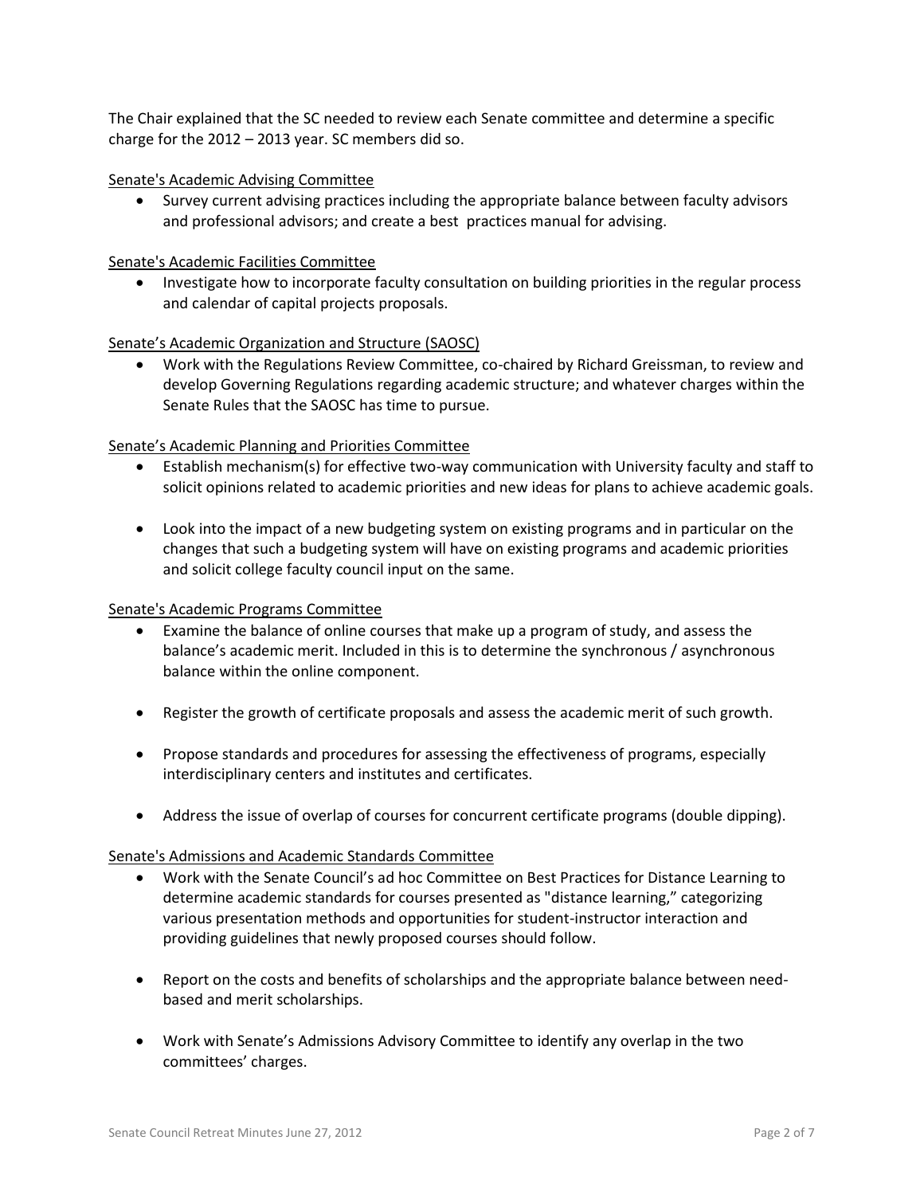The Chair explained that the SC needed to review each Senate committee and determine a specific charge for the 2012 – 2013 year. SC members did so.

Senate's Academic Advising Committee

- Survey current advising practices including the appropriate balance between faculty advisors and professional advisors; and create a best practices manual for advising.

Senate's Academic Facilities Committee

- Investigate how to incorporate faculty consultation on building priorities in the regular process and calendar of capital projects proposals.

Senate's Academic Organization and Structure (SAOSC)

- Work with the Regulations Review Committee, co-chaired by Richard Greissman, to review and develop Governing Regulations regarding academic structure; and whatever charges within the Senate Rules that the SAOSC has time to pursue.

Senate's Academic Planning and Priorities Committee

- Establish mechanism(s) for effective two-way communication with University faculty and staff to solicit opinions related to academic priorities and new ideas for plans to achieve academic goals.

- Look into the impact of a new budgeting system on existing programs and in particular on the changes that such a budgeting system will have on existing programs and academic priorities and solicit college faculty council input on the same.

Senate's Academic Programs Committee

- Examine the balance of online courses that make up a program of study, and assess the balance's academic merit. Included in this is to determine the synchronous / asynchronous balance within the online component.

- Register the growth of certificate proposals and assess the academic merit of such growth.

- Propose standards and procedures for assessing the effectiveness of programs, especially interdisciplinary centers and institutes and certificates.

- Address the issue of overlap of courses for concurrent certificate programs (double dipping).

Senate's Admissions and Academic Standards Committee

- Work with the Senate Council's ad hoc Committee on Best Practices for Distance Learning to determine academic standards for courses presented as "distance learning," categorizing various presentation methods and opportunities for student-instructor interaction and providing guidelines that newly proposed courses should follow.

- Report on the costs and benefits of scholarships and the appropriate balance between need-based and merit scholarships.

- Work with Senate's Admissions Advisory Committee to identify any overlap in the two committees' charges.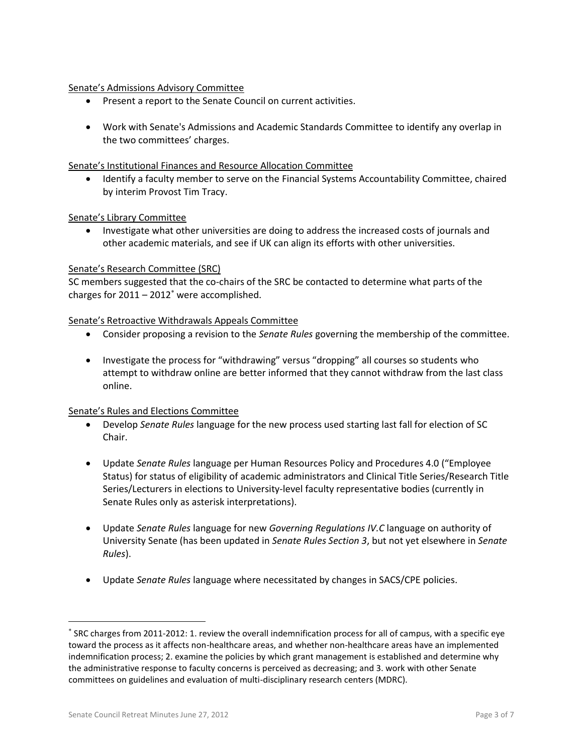Senate's Admissions Advisory Committee

- Present a report to the Senate Council on current activities.
- Work with Senate's Admissions and Academic Standards Committee to identify any overlap in the two committees' charges.

Senate's Institutional Finances and Resource Allocation Committee

- Identify a faculty member to serve on the Financial Systems Accountability Committee, chaired by interim Provost Tim Tracy.

Senate's Library Committee

- Investigate what other universities are doing to address the increased costs of journals and other academic materials, and see if UK can align its efforts with other universities.

Senate's Research Committee (SRC)

SC members suggested that the co-chairs of the SRC be contacted to determine what parts of the charges for 2011 – 2012[*] were accomplished.

Senate's Retroactive Withdrawals Appeals Committee

- Consider proposing a revision to the *Senate Rules* governing the membership of the committee.
- Investigate the process for "withdrawing" versus "dropping" all courses so students who attempt to withdraw online are better informed that they cannot withdraw from the last class online.

Senate's Rules and Elections Committee

- Develop *Senate Rules* language for the new process used starting last fall for election of SC Chair.
- Update *Senate Rules* language per Human Resources Policy and Procedures 4.0 ("Employee Status) for status of eligibility of academic administrators and Clinical Title Series/Research Title Series/Lecturers in elections to University-level faculty representative bodies (currently in Senate Rules only as asterisk interpretations).
- Update *Senate Rules* language for new *Governing Regulations IV.C* language on authority of University Senate (has been updated in *Senate Rules Section 3*, but not yet elsewhere in *Senate Rules*).
- Update *Senate Rules* language where necessitated by changes in SACS/CPE policies.

---

[*] SRC charges from 2011-2012: 1. review the overall indemnification process for all of campus, with a specific eye toward the process as it affects non-healthcare areas, and whether non-healthcare areas have an implemented indemnification process; 2. examine the policies by which grant management is established and determine why the administrative response to faculty concerns is perceived as decreasing; and 3. work with other Senate committees on guidelines and evaluation of multi-disciplinary research centers (MDRC).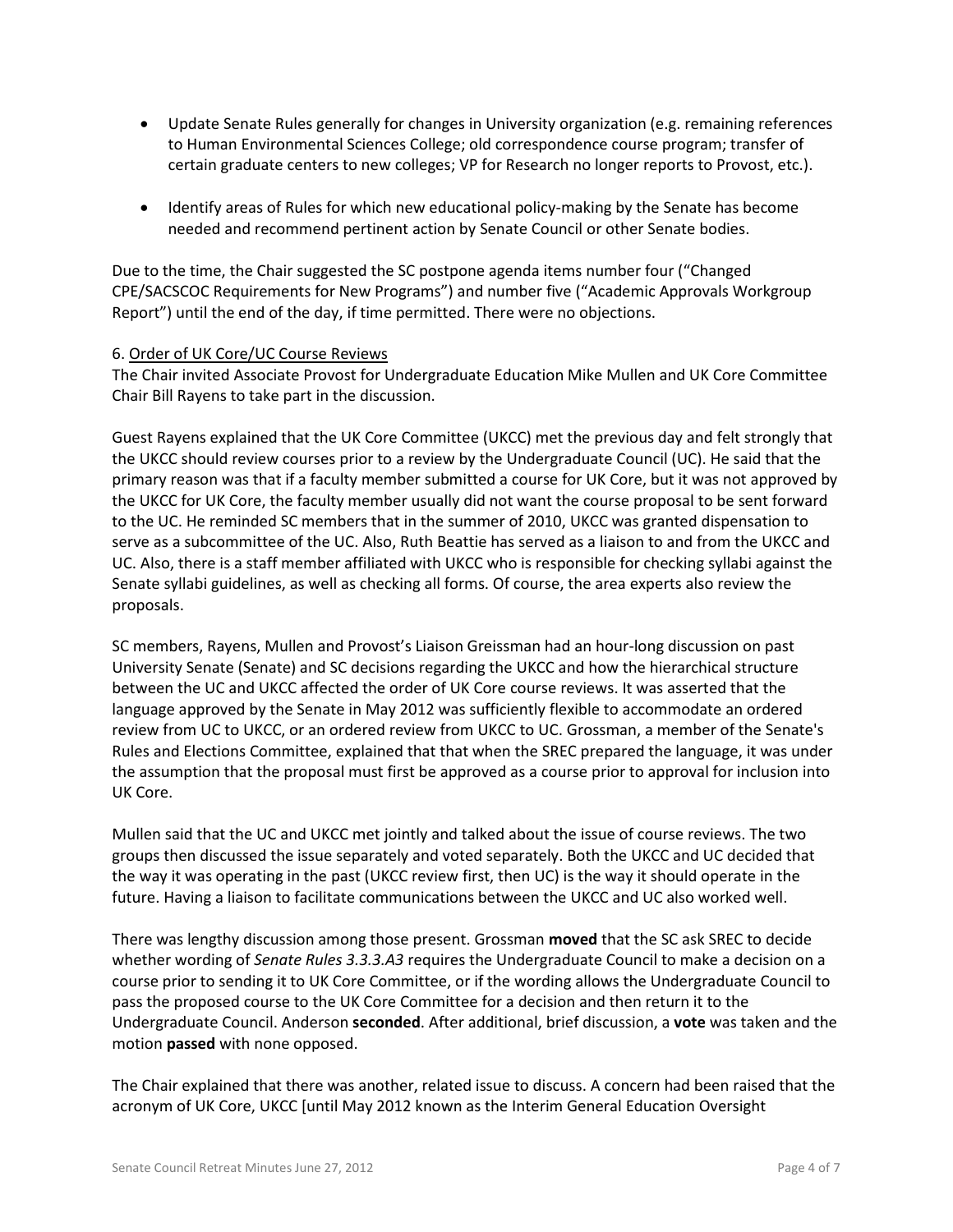- Update Senate Rules generally for changes in University organization (e.g. remaining references to Human Environmental Sciences College; old correspondence course program; transfer of certain graduate centers to new colleges; VP for Research no longer reports to Provost, etc.).
- Identify areas of Rules for which new educational policy-making by the Senate has become needed and recommend pertinent action by Senate Council or other Senate bodies.

Due to the time, the Chair suggested the SC postpone agenda items number four ("Changed CPE/SACSCOC Requirements for New Programs") and number five ("Academic Approvals Workgroup Report") until the end of the day, if time permitted. There were no objections.

6. Order of UK Core/UC Course Reviews

The Chair invited Associate Provost for Undergraduate Education Mike Mullen and UK Core Committee Chair Bill Rayens to take part in the discussion.

Guest Rayens explained that the UK Core Committee (UKCC) met the previous day and felt strongly that the UKCC should review courses prior to a review by the Undergraduate Council (UC). He said that the primary reason was that if a faculty member submitted a course for UK Core, but it was not approved by the UKCC for UK Core, the faculty member usually did not want the course proposal to be sent forward to the UC. He reminded SC members that in the summer of 2010, UKCC was granted dispensation to serve as a subcommittee of the UC. Also, Ruth Beattie has served as a liaison to and from the UKCC and UC. Also, there is a staff member affiliated with UKCC who is responsible for checking syllabi against the Senate syllabi guidelines, as well as checking all forms. Of course, the area experts also review the proposals.

SC members, Rayens, Mullen and Provost's Liaison Greissman had an hour-long discussion on past University Senate (Senate) and SC decisions regarding the UKCC and how the hierarchical structure between the UC and UKCC affected the order of UK Core course reviews. It was asserted that the language approved by the Senate in May 2012 was sufficiently flexible to accommodate an ordered review from UC to UKCC, or an ordered review from UKCC to UC. Grossman, a member of the Senate's Rules and Elections Committee, explained that that when the SREC prepared the language, it was under the assumption that the proposal must first be approved as a course prior to approval for inclusion into UK Core.

Mullen said that the UC and UKCC met jointly and talked about the issue of course reviews. The two groups then discussed the issue separately and voted separately. Both the UKCC and UC decided that the way it was operating in the past (UKCC review first, then UC) is the way it should operate in the future. Having a liaison to facilitate communications between the UKCC and UC also worked well.

There was lengthy discussion among those present. Grossman **moved** that the SC ask SREC to decide whether wording of *Senate Rules 3.3.3.A3* requires the Undergraduate Council to make a decision on a course prior to sending it to UK Core Committee, or if the wording allows the Undergraduate Council to pass the proposed course to the UK Core Committee for a decision and then return it to the Undergraduate Council. Anderson **seconded**. After additional, brief discussion, a **vote** was taken and the motion **passed** with none opposed.

The Chair explained that there was another, related issue to discuss. A concern had been raised that the acronym of UK Core, UKCC [until May 2012 known as the Interim General Education Oversight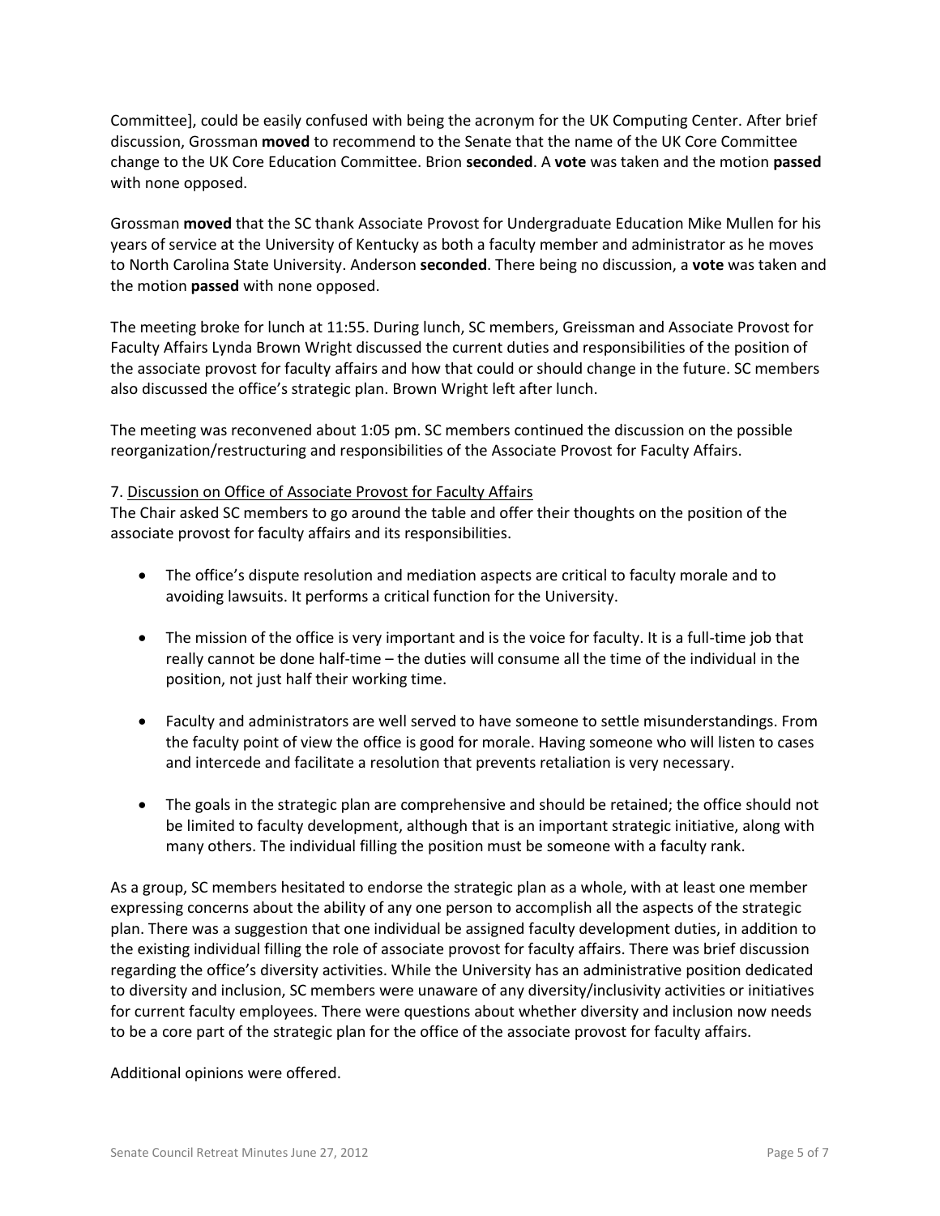Committee], could be easily confused with being the acronym for the UK Computing Center. After brief discussion, Grossman **moved** to recommend to the Senate that the name of the UK Core Committee change to the UK Core Education Committee. Brion **seconded**. A **vote** was taken and the motion **passed** with none opposed.

Grossman **moved** that the SC thank Associate Provost for Undergraduate Education Mike Mullen for his years of service at the University of Kentucky as both a faculty member and administrator as he moves to North Carolina State University. Anderson **seconded**. There being no discussion, a **vote** was taken and the motion **passed** with none opposed.

The meeting broke for lunch at 11:55. During lunch, SC members, Greissman and Associate Provost for Faculty Affairs Lynda Brown Wright discussed the current duties and responsibilities of the position of the associate provost for faculty affairs and how that could or should change in the future. SC members also discussed the office's strategic plan. Brown Wright left after lunch.

The meeting was reconvened about 1:05 pm. SC members continued the discussion on the possible reorganization/restructuring and responsibilities of the Associate Provost for Faculty Affairs.

7. Discussion on Office of Associate Provost for Faculty Affairs

The Chair asked SC members to go around the table and offer their thoughts on the position of the associate provost for faculty affairs and its responsibilities.

- The office's dispute resolution and mediation aspects are critical to faculty morale and to avoiding lawsuits. It performs a critical function for the University.
- The mission of the office is very important and is the voice for faculty. It is a full-time job that really cannot be done half-time – the duties will consume all the time of the individual in the position, not just half their working time.
- Faculty and administrators are well served to have someone to settle misunderstandings. From the faculty point of view the office is good for morale. Having someone who will listen to cases and intercede and facilitate a resolution that prevents retaliation is very necessary.
- The goals in the strategic plan are comprehensive and should be retained; the office should not be limited to faculty development, although that is an important strategic initiative, along with many others. The individual filling the position must be someone with a faculty rank.

As a group, SC members hesitated to endorse the strategic plan as a whole, with at least one member expressing concerns about the ability of any one person to accomplish all the aspects of the strategic plan. There was a suggestion that one individual be assigned faculty development duties, in addition to the existing individual filling the role of associate provost for faculty affairs. There was brief discussion regarding the office's diversity activities. While the University has an administrative position dedicated to diversity and inclusion, SC members were unaware of any diversity/inclusivity activities or initiatives for current faculty employees. There were questions about whether diversity and inclusion now needs to be a core part of the strategic plan for the office of the associate provost for faculty affairs.

Additional opinions were offered.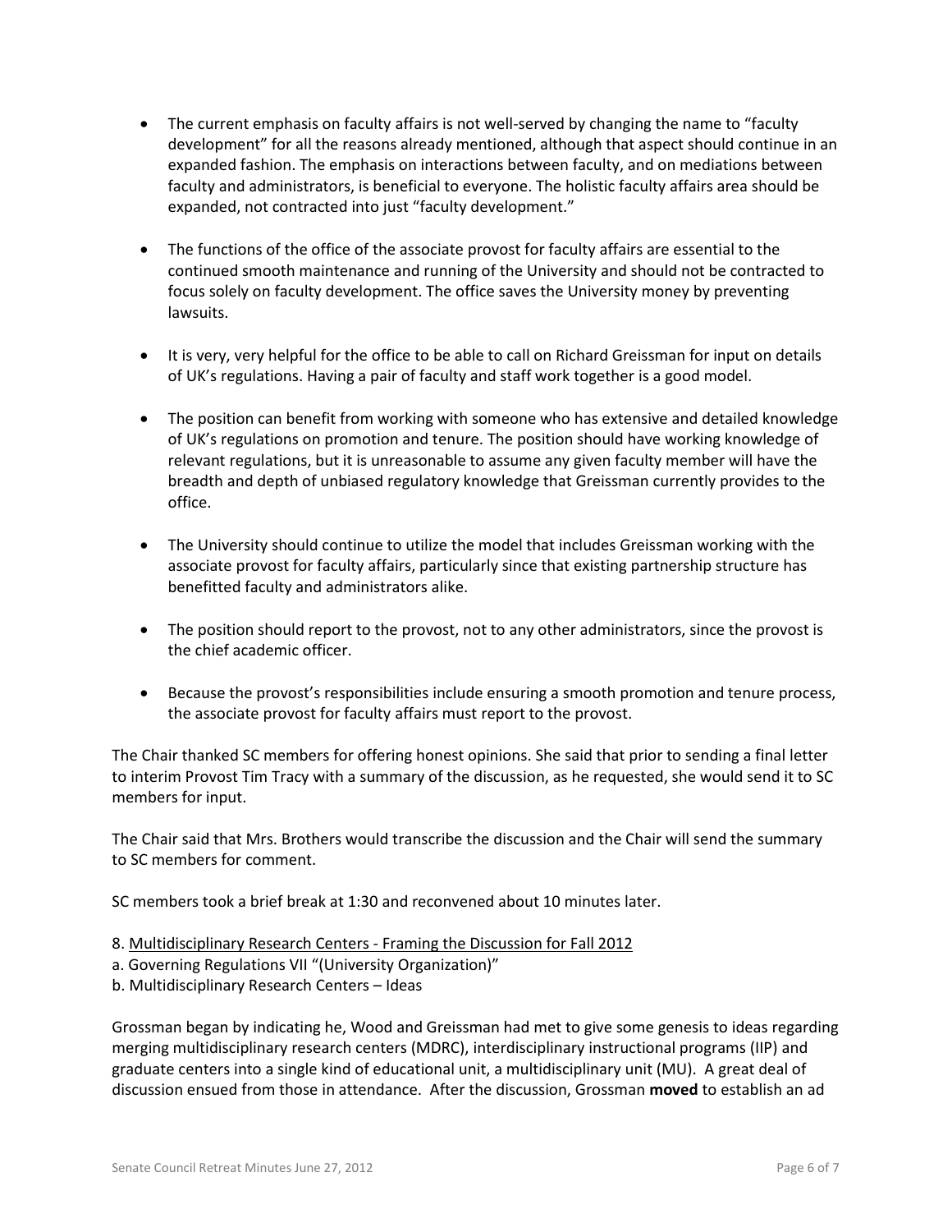- The current emphasis on faculty affairs is not well-served by changing the name to "faculty development" for all the reasons already mentioned, although that aspect should continue in an expanded fashion. The emphasis on interactions between faculty, and on mediations between faculty and administrators, is beneficial to everyone. The holistic faculty affairs area should be expanded, not contracted into just "faculty development."

- The functions of the office of the associate provost for faculty affairs are essential to the continued smooth maintenance and running of the University and should not be contracted to focus solely on faculty development. The office saves the University money by preventing lawsuits.

- It is very, very helpful for the office to be able to call on Richard Greissman for input on details of UK's regulations. Having a pair of faculty and staff work together is a good model.

- The position can benefit from working with someone who has extensive and detailed knowledge of UK's regulations on promotion and tenure. The position should have working knowledge of relevant regulations, but it is unreasonable to assume any given faculty member will have the breadth and depth of unbiased regulatory knowledge that Greissman currently provides to the office.

- The University should continue to utilize the model that includes Greissman working with the associate provost for faculty affairs, particularly since that existing partnership structure has benefitted faculty and administrators alike.

- The position should report to the provost, not to any other administrators, since the provost is the chief academic officer.

- Because the provost's responsibilities include ensuring a smooth promotion and tenure process, the associate provost for faculty affairs must report to the provost.

The Chair thanked SC members for offering honest opinions. She said that prior to sending a final letter to interim Provost Tim Tracy with a summary of the discussion, as he requested, she would send it to SC members for input.

The Chair said that Mrs. Brothers would transcribe the discussion and the Chair will send the summary to SC members for comment.

SC members took a brief break at 1:30 and reconvened about 10 minutes later.

8. Multidisciplinary Research Centers - Framing the Discussion for Fall 2012
a. Governing Regulations VII "(University Organization)"
b. Multidisciplinary Research Centers – Ideas

Grossman began by indicating he, Wood and Greissman had met to give some genesis to ideas regarding merging multidisciplinary research centers (MDRC), interdisciplinary instructional programs (IIP) and graduate centers into a single kind of educational unit, a multidisciplinary unit (MU). A great deal of discussion ensued from those in attendance. After the discussion, Grossman **moved** to establish an ad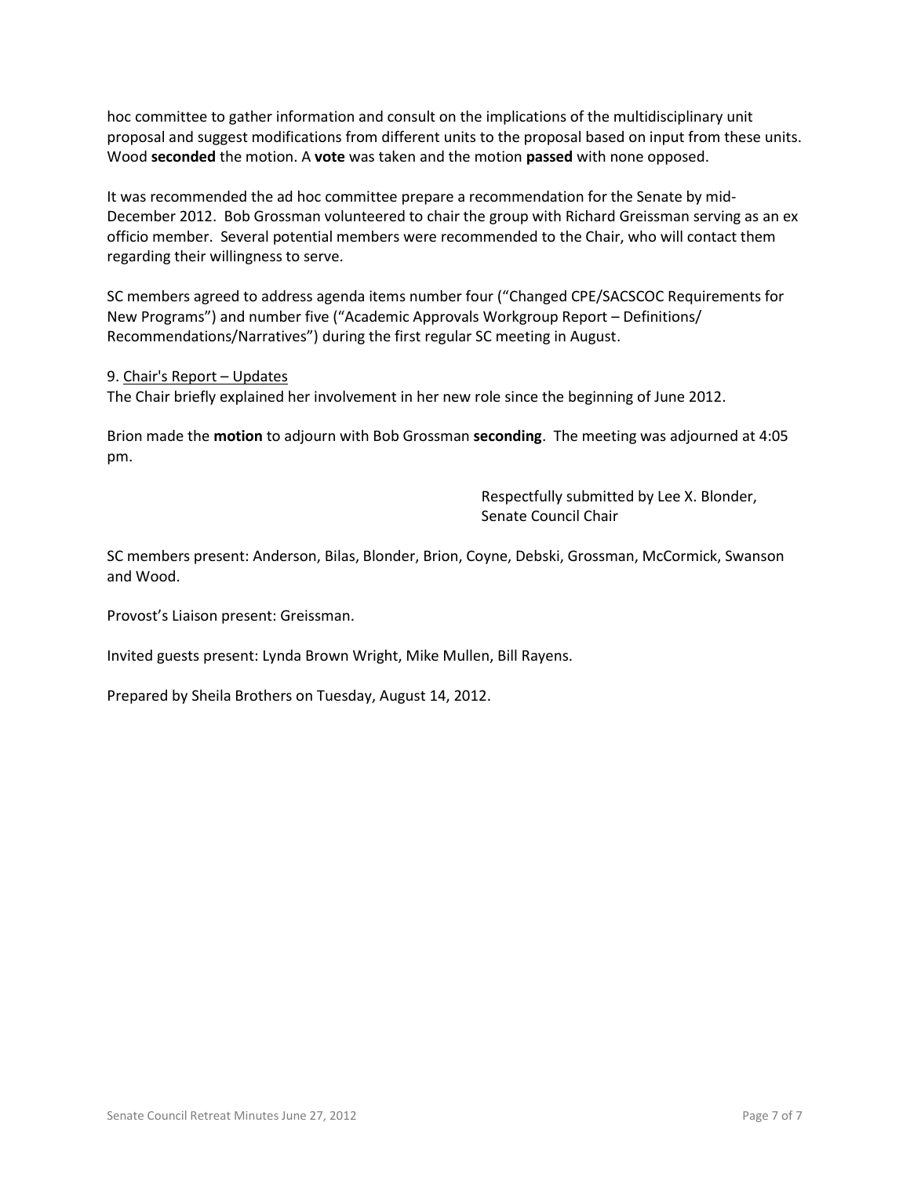hoc committee to gather information and consult on the implications of the multidisciplinary unit proposal and suggest modifications from different units to the proposal based on input from these units. Wood **seconded** the motion. A **vote** was taken and the motion **passed** with none opposed.

It was recommended the ad hoc committee prepare a recommendation for the Senate by mid-December 2012. Bob Grossman volunteered to chair the group with Richard Greissman serving as an ex officio member. Several potential members were recommended to the Chair, who will contact them regarding their willingness to serve.

SC members agreed to address agenda items number four ("Changed CPE/SACSCOC Requirements for New Programs") and number five ("Academic Approvals Workgroup Report – Definitions/ Recommendations/Narratives") during the first regular SC meeting in August.

9. Chair's Report – Updates

The Chair briefly explained her involvement in her new role since the beginning of June 2012.

Brion made the **motion** to adjourn with Bob Grossman **seconding**. The meeting was adjourned at 4:05 pm.

Respectfully submitted by Lee X. Blonder,
Senate Council Chair

SC members present: Anderson, Bilas, Blonder, Brion, Coyne, Debski, Grossman, McCormick, Swanson and Wood.

Provost's Liaison present: Greissman.

Invited guests present: Lynda Brown Wright, Mike Mullen, Bill Rayens.

Prepared by Sheila Brothers on Tuesday, August 14, 2012.